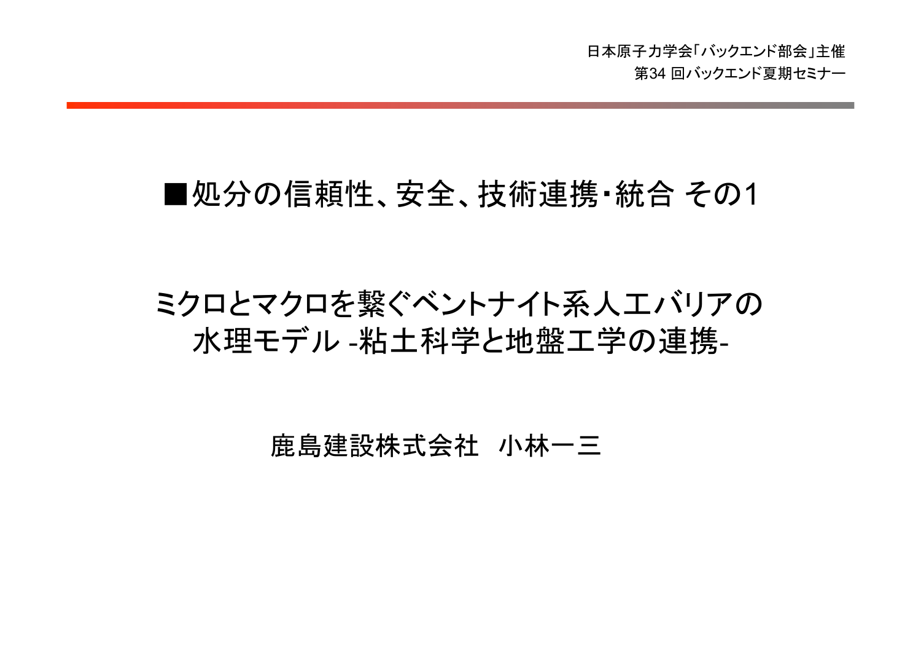日本原子力学会「バックエンド部会」主催
第34 回バックエンド夏期セミナー

## ■処分の信頼性、安全、技術連携・統合 その1

# ミクロとマクロを繋ぐベントナイト系人工バリアの水理モデル -粘土科学と地盤工学の連携-

鹿島建設株式会社　小林一三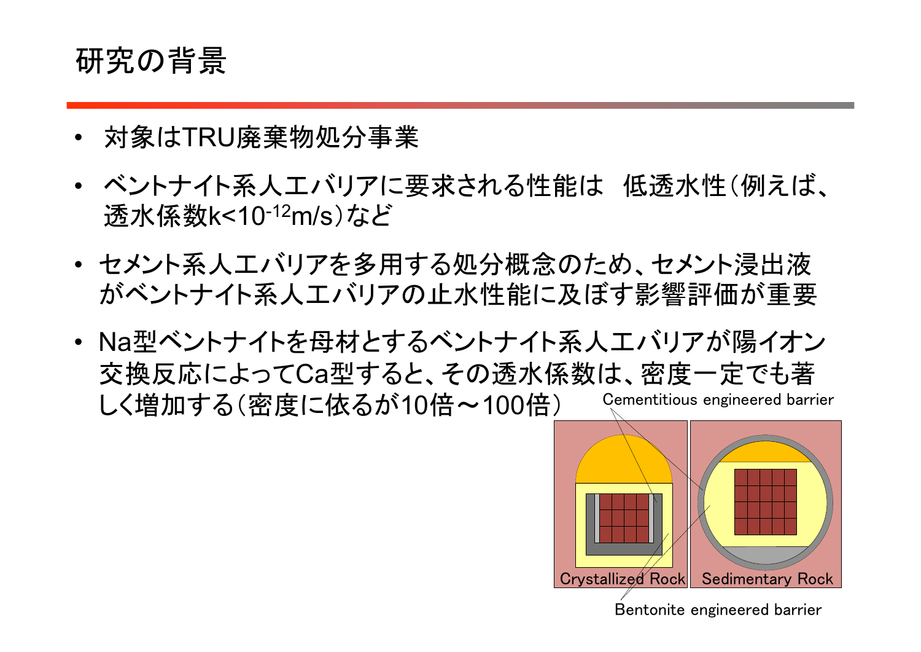# 研究の背景

- 対象はTRU廃棄物処分事業
- ベントナイト系人工バリアに要求される性能は　低透水性（例えば、透水係数$k<10^{-12}$m/s）など
- セメント系人工バリアを多用する処分概念のため、セメント浸出液がベントナイト系人工バリアの止水性能に及ぼす影響評価が重要
- Na型ベントナイトを母材とするベントナイト系人工バリアが陽イオン交換反応によってCa型すると、その透水係数は、密度一定でも著しく増加する（密度に依るが10倍～100倍）

Cementitious engineered barrier

Crystallized Rock　Sedimentary Rock

Bentonite engineered barrier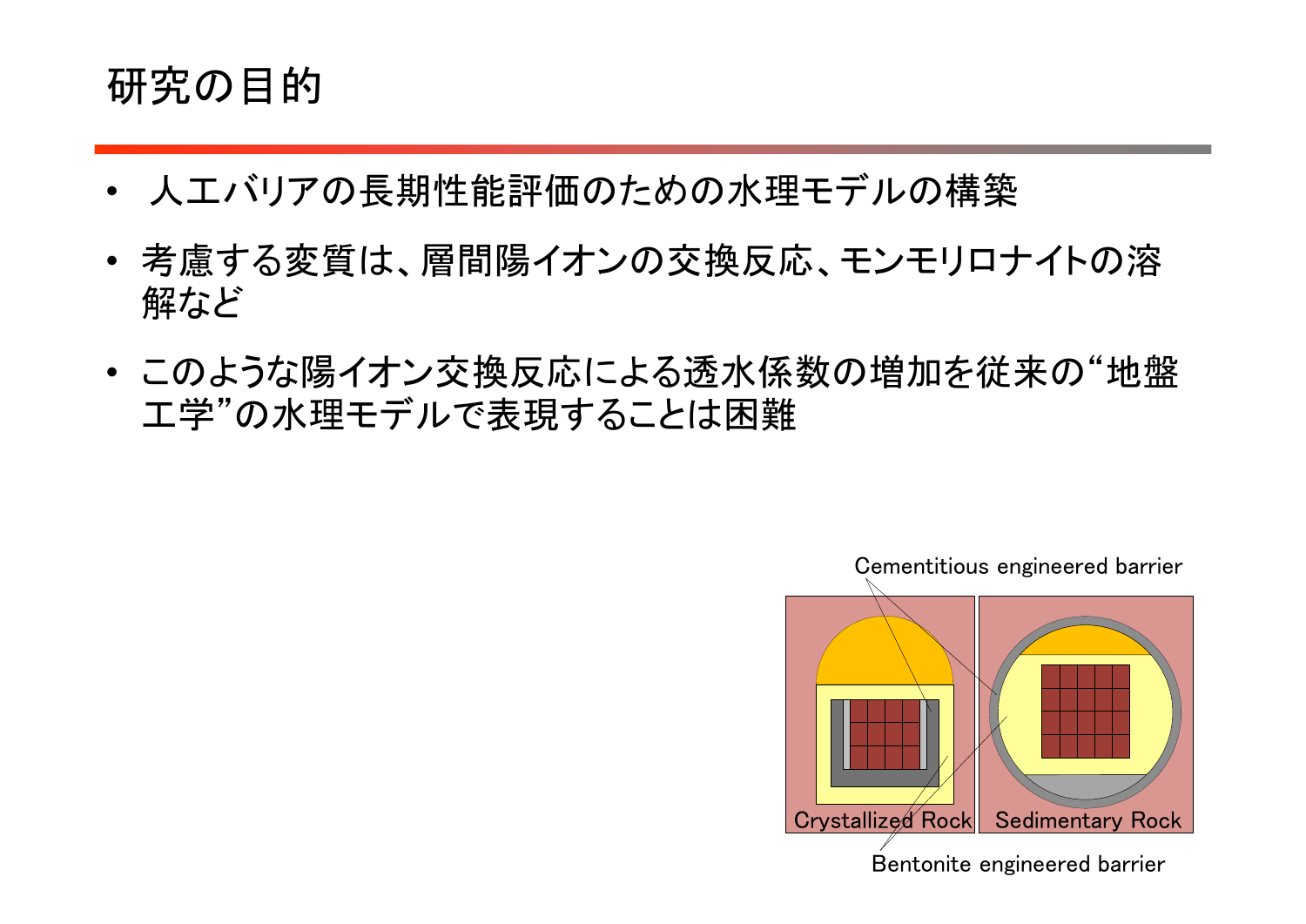# 研究の目的

- 人工バリアの長期性能評価のための水理モデルの構築
- 考慮する変質は、層間陽イオンの交換反応、モンモリロナイトの溶解など
- このような陽イオン交換反応による透水係数の増加を従来の“地盤工学”の水理モデルで表現することは困難

Cementitious engineered barrier

Crystallized Rock　Sedimentary Rock

Bentonite engineered barrier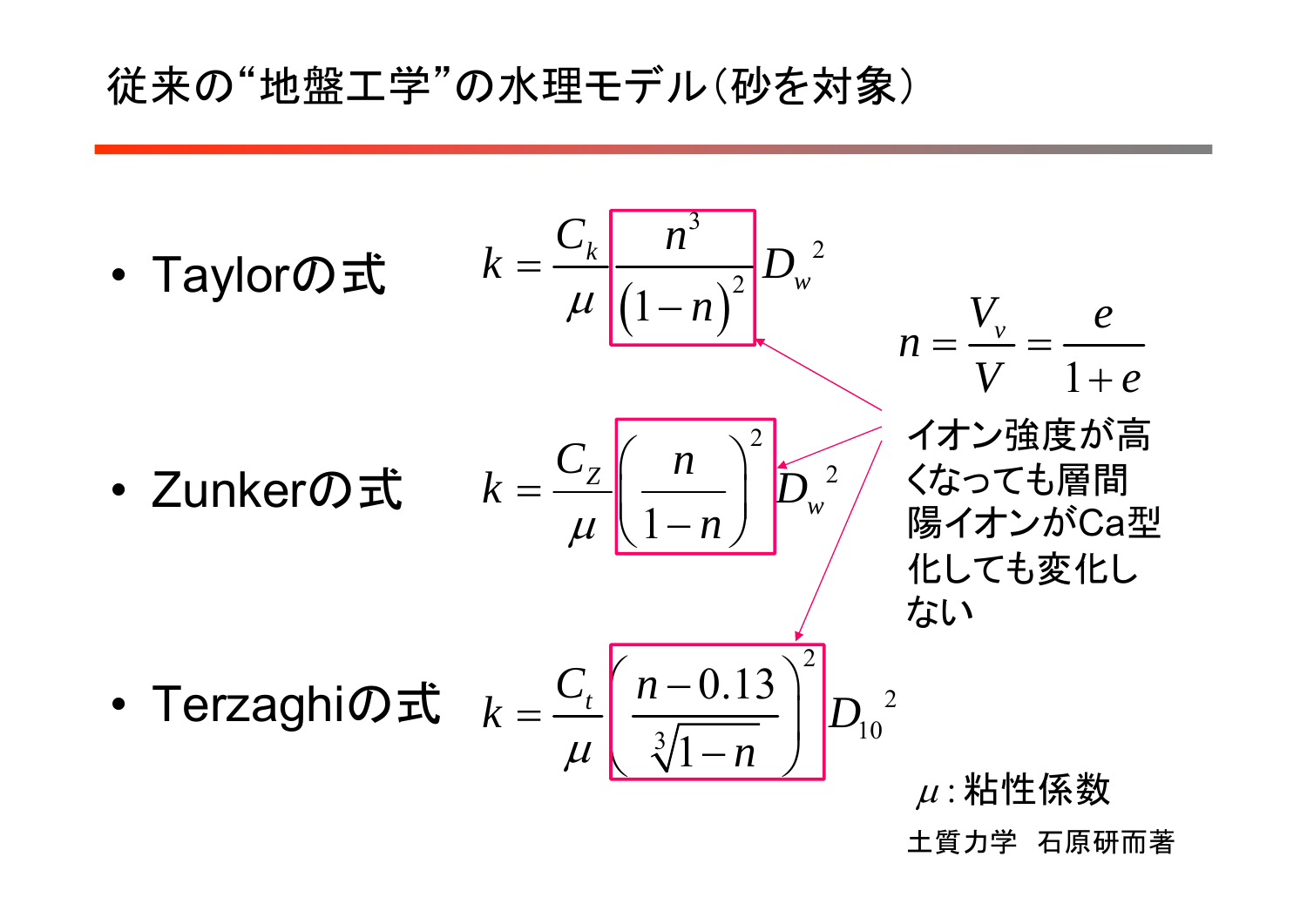# 従来の“地盤工学”の水理モデル(砂を対象)

- Taylorの式 $$k = \frac{C_k}{\mu} \frac{n^3}{(1-n)^2} D_w^{\ 2}$$
- Zunkerの式 $$k = \frac{C_Z}{\mu} \left( \frac{n}{1-n} \right)^2 D_w^{\ 2}$$
- Terzaghiの式 $$k = \frac{C_t}{\mu} \left( \frac{n-0.13}{\sqrt[3]{1-n}} \right)^2 D_{10}^{\ 2}$$

$$n = \frac{V_v}{V} = \frac{e}{1+e}$$

イオン強度が高くなっても層間陽イオンがCa型化しても変化しない

$\mu$: 粘性係数

土質力学　石原研而著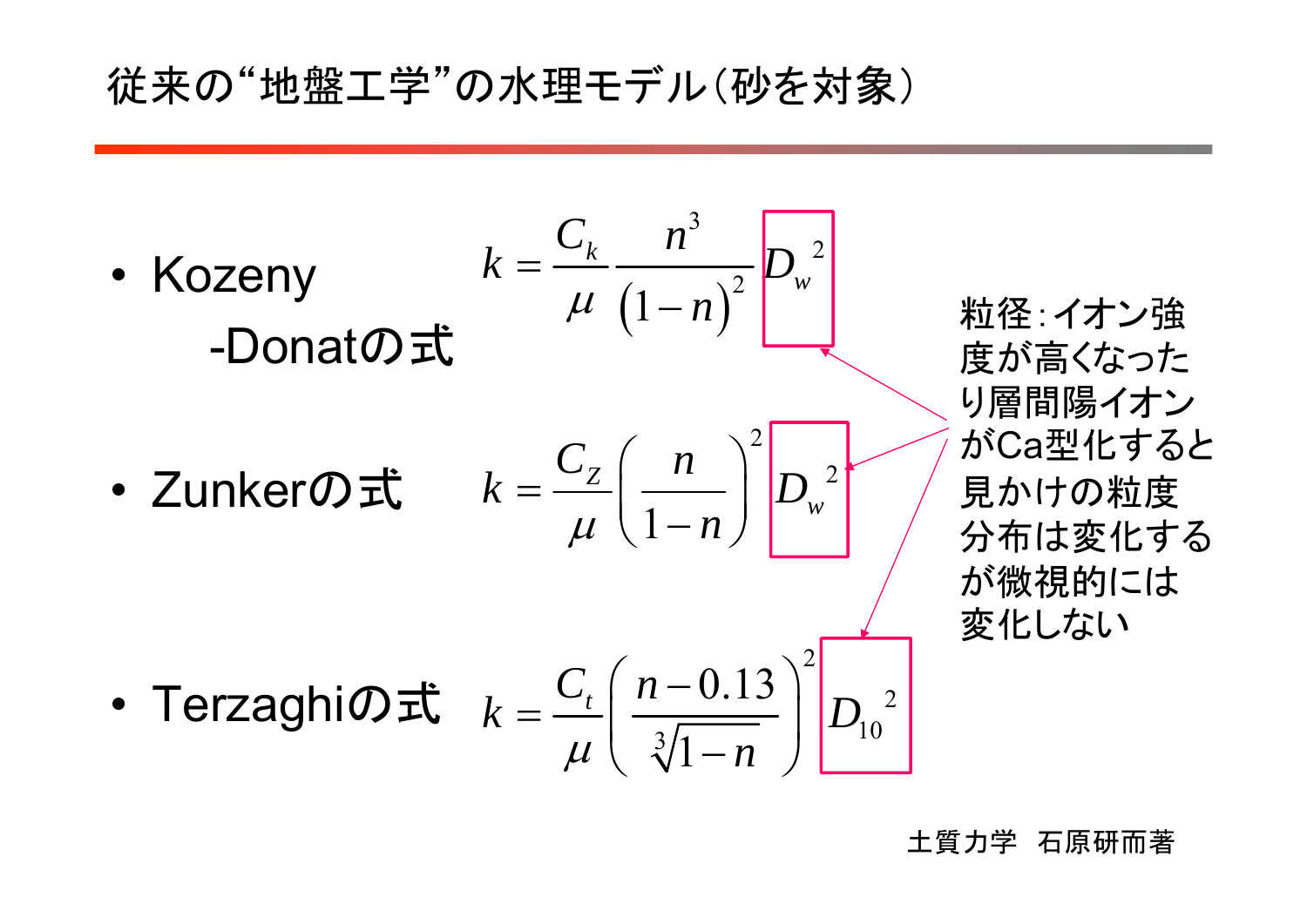# 従来の“地盤工学”の水理モデル（砂を対象）

- Kozeny -Donatの式

$$k = \frac{C_k}{\mu} \frac{n^3}{(1-n)^2} D_w{}^2$$

- Zunkerの式

$$k = \frac{C_Z}{\mu} \left( \frac{n}{1-n} \right)^2 D_w{}^2$$

- Terzaghiの式

$$k = \frac{C_t}{\mu} \left( \frac{n-0.13}{\sqrt[3]{1-n}} \right)^2 D_{10}{}^2$$

粒径：イオン強度が高くなったり層間陽イオンがCa型化すると見かけの粒度分布は変化するが微視的には変化しない

土質力学　石原研而著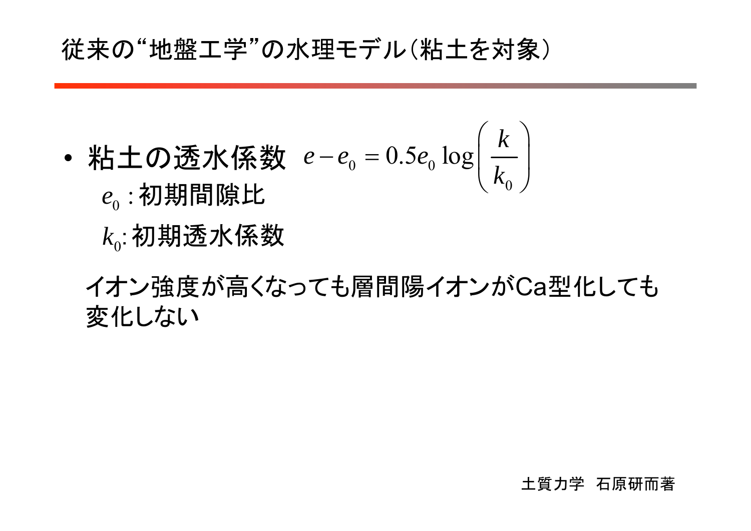# 従来の“地盤工学”の水理モデル（粘土を対象）

- 粘土の透水係数 $e - e_0 = 0.5 e_0 \log\left(\dfrac{k}{k_0}\right)$

  $e_0$ : 初期間隙比

  $k_0$: 初期透水係数

イオン強度が高くなっても層間陽イオンがCa型化しても変化しない

土質力学　石原研而著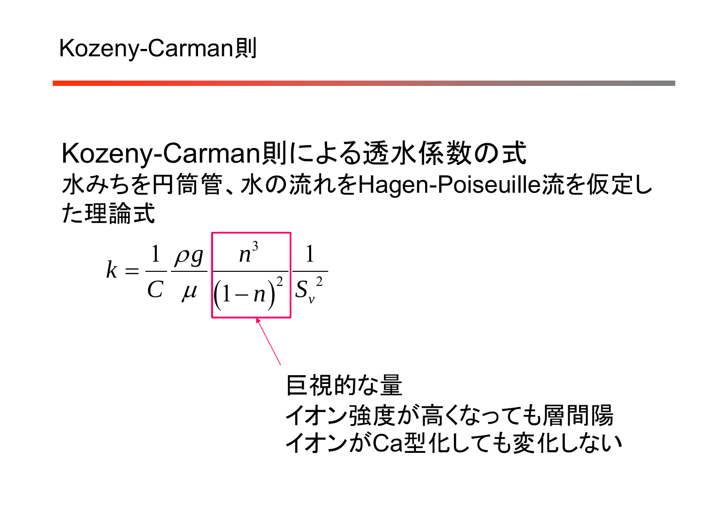# Kozeny-Carman則

## Kozeny-Carman則による透水係数の式

水みちを円筒管、水の流れをHagen-Poiseuille流を仮定した理論式

$$k = \frac{1}{C}\frac{\rho g}{\mu}\frac{n^3}{(1-n)^2}\frac{1}{S_v{}^2}$$

巨視的な量

イオン強度が高くなっても層間陽イオンがCa型化しても変化しない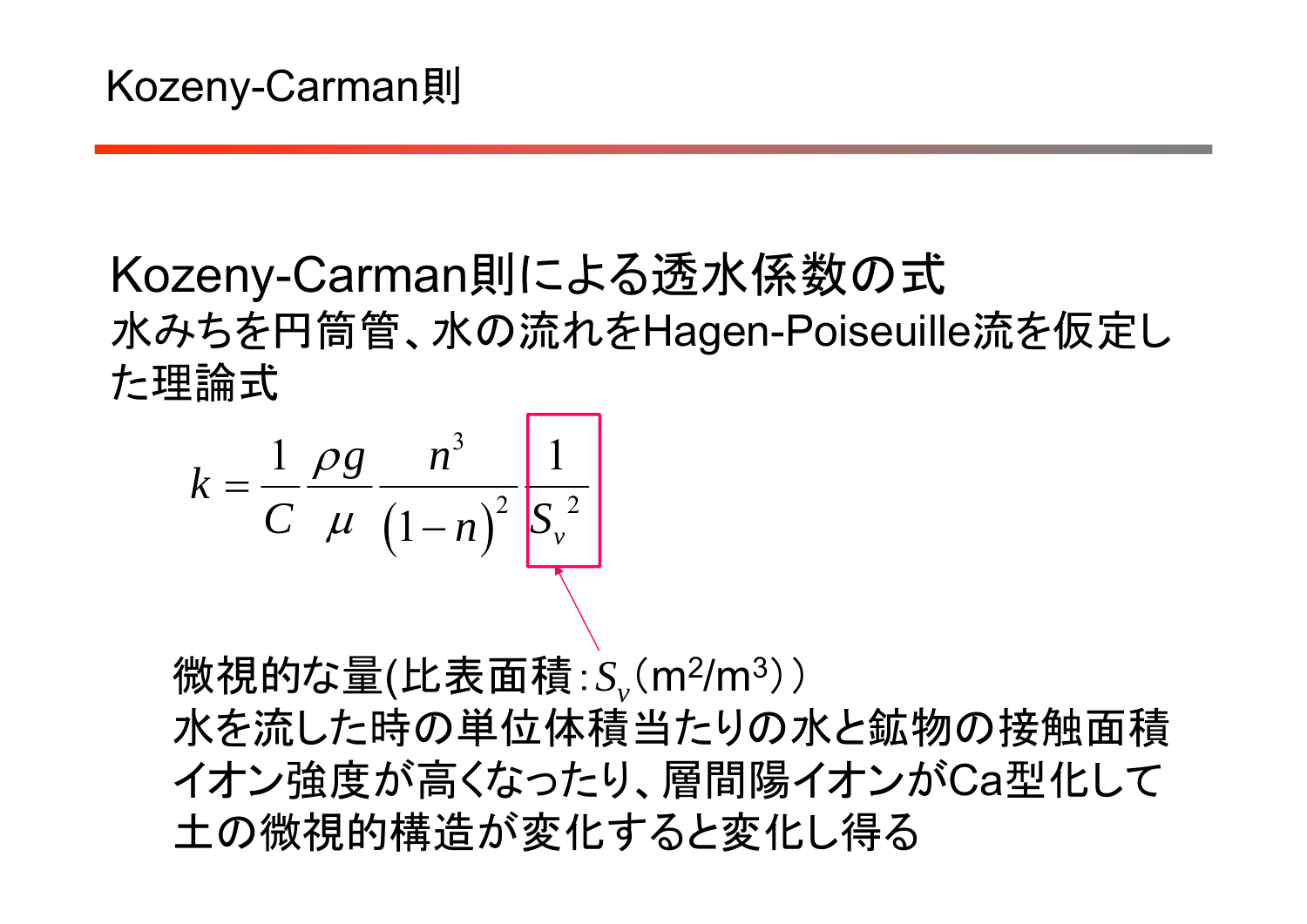# Kozeny-Carman則

## Kozeny-Carman則による透水係数の式

水みちを円筒管、水の流れをHagen-Poiseuille流を仮定した理論式

$$k = \frac{1}{C}\frac{\rho g}{\mu}\frac{n^3}{(1-n)^2}\frac{1}{{S_v}^2}$$

微視的な量(比表面積：$S_v$ (m²/m³))

水を流した時の単位体積当たりの水と鉱物の接触面積

イオン強度が高くなったり、層間陽イオンがCa型化して土の微視的構造が変化すると変化し得る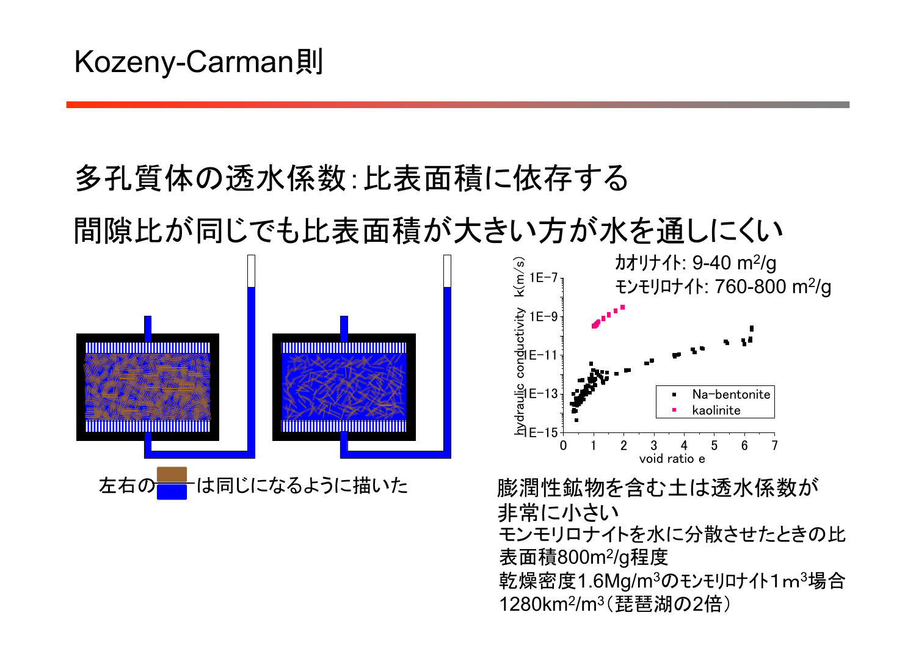# Kozeny-Carman則

多孔質体の透水係数:比表面積に依存する

間隙比が同じでも比表面積が大きい方が水を通しにくい

カオリナイト: 9-40 $m^2/g$

モンモリロナイト: 760-800 $m^2/g$

左右の（茶色）（青色）は同じになるように描いた

膨潤性鉱物を含む土は透水係数が非常に小さい

モンモリロナイトを水に分散させたときの比表面積800$m^2/g$程度

乾燥密度1.6$Mg/m^3$のモンモリロナイト1$m^3$場合

1280$km^2/m^3$（琵琶湖の2倍）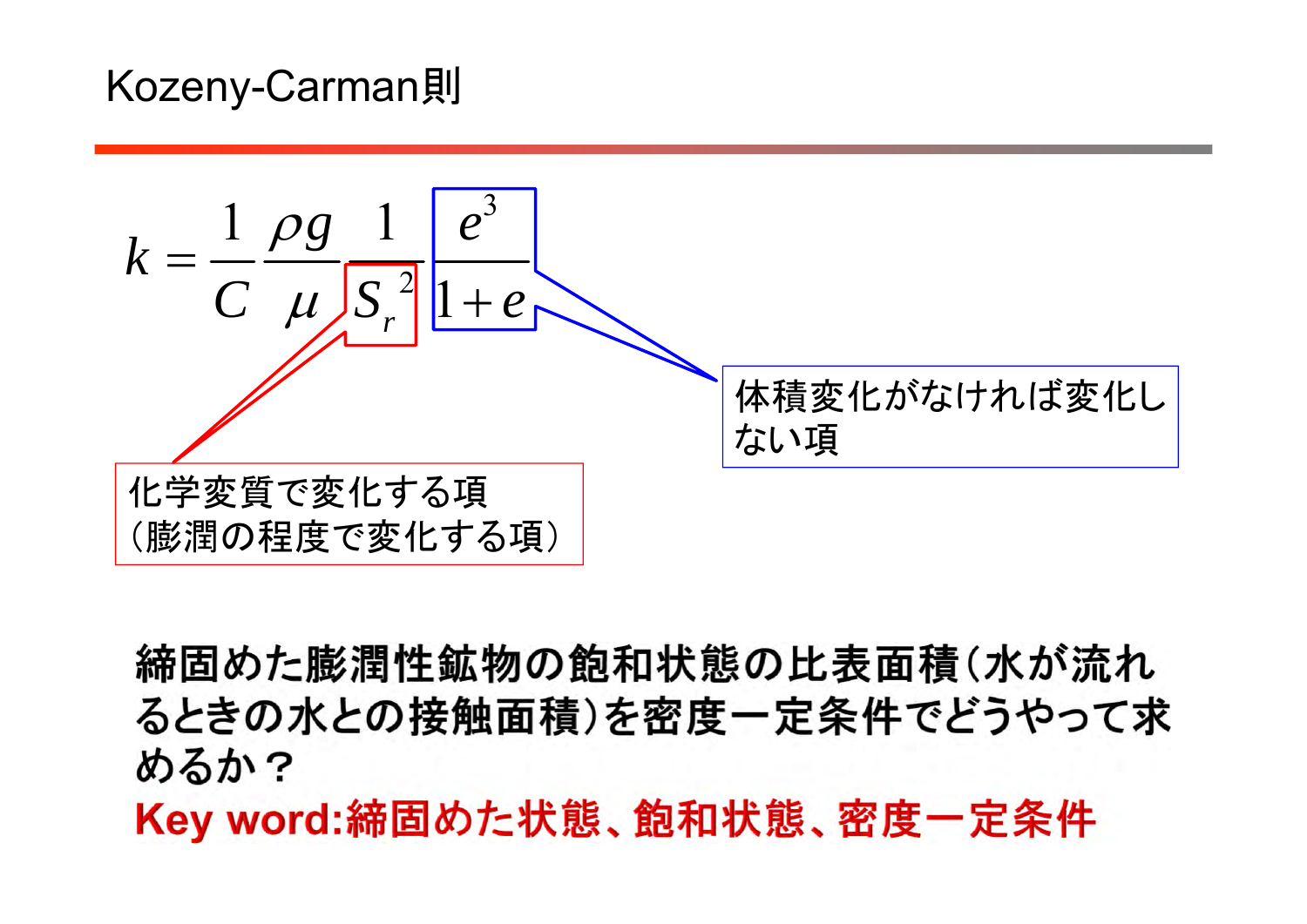# Kozeny-Carman則

$$k = \frac{1}{C}\frac{\rho g}{\mu}\frac{1}{S_r^{\,2}}\frac{e^3}{1+e}$$

化学変質で変化する項
（膨潤の程度で変化する項）

体積変化がなければ変化しない項

**締固めた膨潤性鉱物の飽和状態の比表面積（水が流れるときの水との接触面積）を密度一定条件でどうやって求めるか？**

**Key word:締固めた状態、飽和状態、密度一定条件**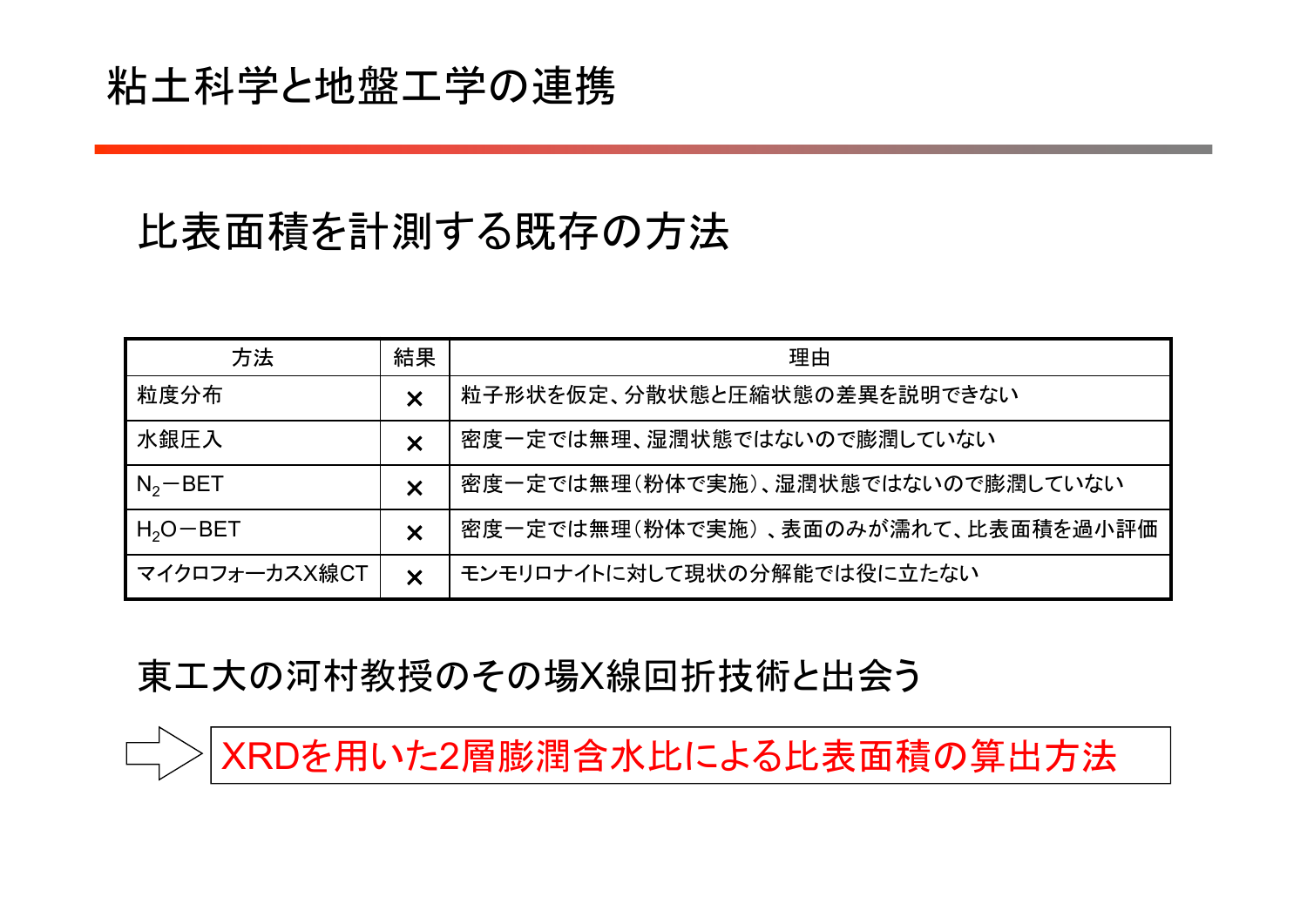# 粘土科学と地盤工学の連携

## 比表面積を計測する既存の方法

| 方法 | 結果 | 理由 |
| --- | --- | --- |
| 粒度分布 | × | 粒子形状を仮定、分散状態と圧縮状態の差異を説明できない |
| 水銀圧入 | × | 密度一定では無理、湿潤状態ではないので膨潤していない |
| $N_2$－BET | × | 密度一定では無理（粉体で実施）、湿潤状態ではないので膨潤していない |
| $H_2O$－BET | × | 密度一定では無理（粉体で実施）、表面のみが濡れて、比表面積を過小評価 |
| マイクロフォーカスX線CT | × | モンモリロナイトに対して現状の分解能では役に立たない |

東工大の河村教授のその場X線回折技術と出会う

⇨ XRDを用いた2層膨潤含水比による比表面積の算出方法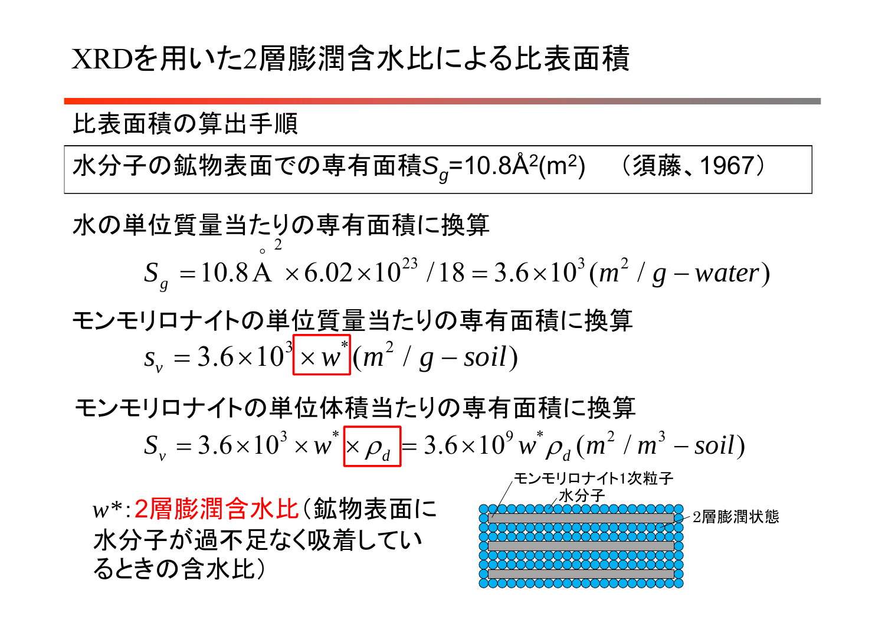# XRDを用いた2層膨潤含水比による比表面積

## 比表面積の算出手順

水分子の鉱物表面での専有面積$S_g$=10.8Å$^2$(m$^2$)　（須藤、1967）

水の単位質量当たりの専有面積に換算

$$S_g = 10.8\,\text{Å}^2 \times 6.02 \times 10^{23} / 18 = 3.6 \times 10^3 (m^2 / g - water)$$

モンモリロナイトの単位質量当たりの専有面積に換算

$$s_v = 3.6 \times 10^3 \times w^* (m^2 / g - soil)$$

モンモリロナイトの単位体積当たりの専有面積に換算

$$S_v = 3.6 \times 10^3 \times w^* \times \rho_d = 3.6 \times 10^9 w^* \rho_d (m^2 / m^3 - soil)$$

$w^*$: 2層膨潤含水比（鉱物表面に水分子が過不足なく吸着しているときの含水比）

モンモリロナイト1次粒子
水分子
2層膨潤状態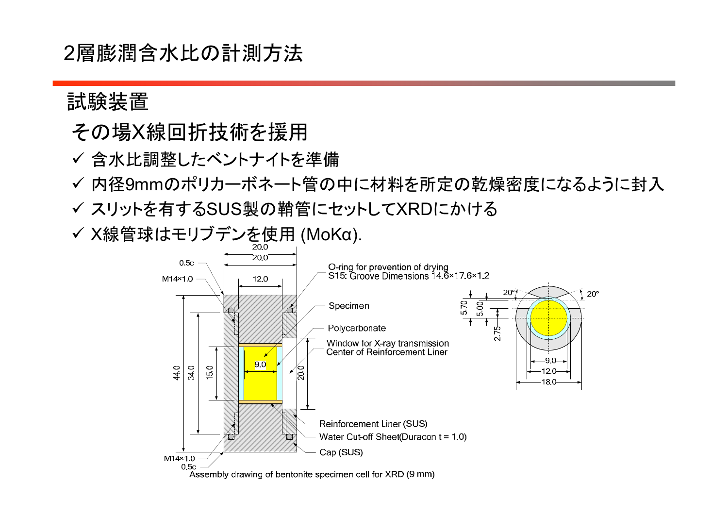# 2層膨潤含水比の計測方法

## 試験装置

その場X線回折技術を採用

- ✓ 含水比調整したベントナイトを準備
- ✓ 内径9mmのポリカーボネート管の中に材料を所定の乾燥密度になるように封入
- ✓ スリットを有するSUS製の鞘管にセットしてXRDにかける
- ✓ X線管球はモリブデンを使用 (MoKα).

Assembly drawing of bentonite specimen cell for XRD (9 mm)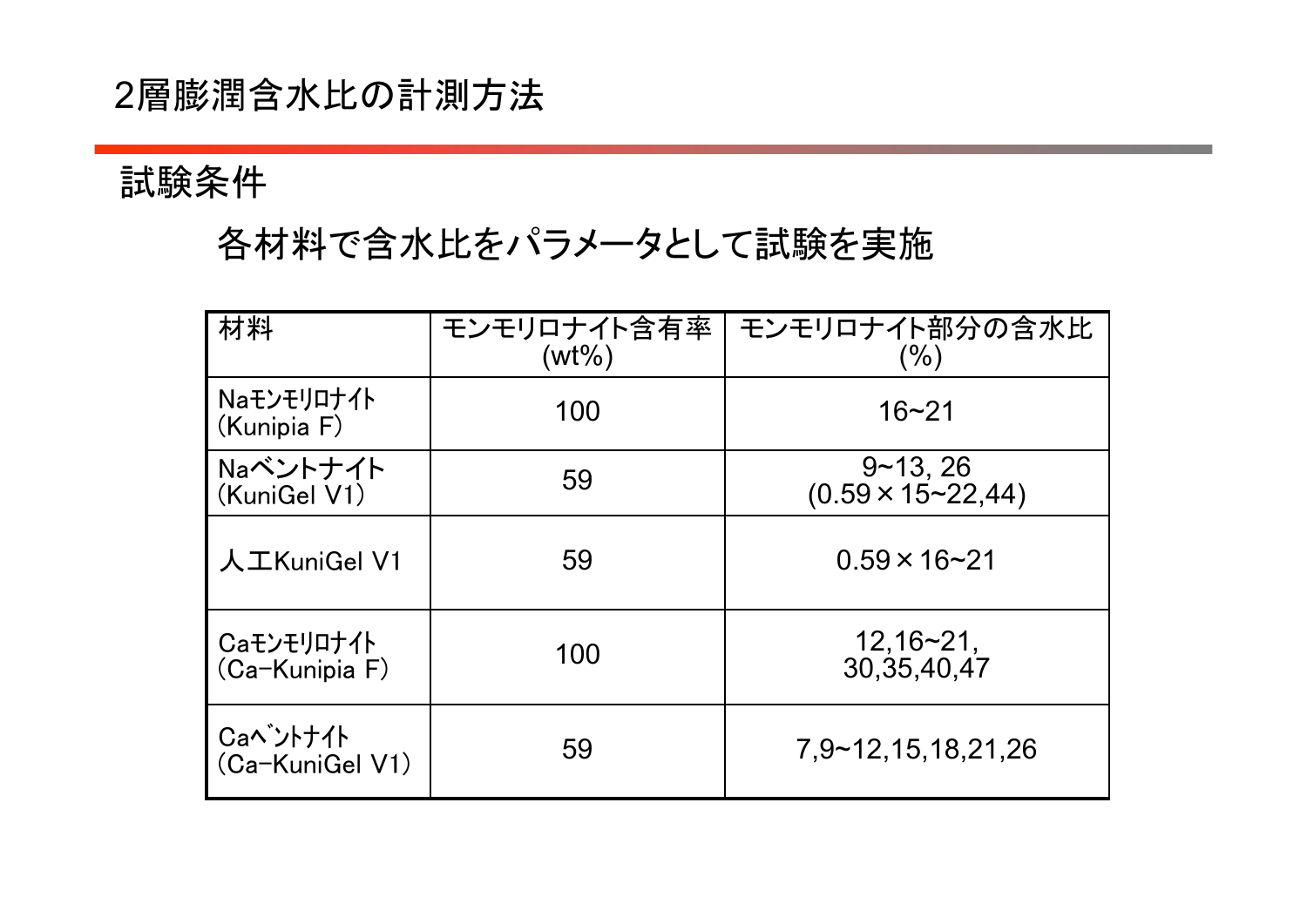# 2層膨潤含水比の計測方法

## 試験条件

各材料で含水比をパラメータとして試験を実施

| 材料 | モンモリロナイト含有率 (wt%) | モンモリロナイト部分の含水比 (%) |
|---|---|---|
| Naﾓﾝﾓﾘﾛﾅｲﾄ (Kunipia F) | 100 | 16~21 |
| Naベントナイト (KuniGel V1) | 59 | 9~13, 26 (0.59×15~22,44) |
| 人工KuniGel V1 | 59 | 0.59×16~21 |
| Caﾓﾝﾓﾘﾛﾅｲﾄ (Ca-Kunipia F) | 100 | 12,16~21, 30,35,40,47 |
| Caﾍﾞﾝﾄﾅｲﾄ (Ca-KuniGel V1) | 59 | 7,9~12,15,18,21,26 |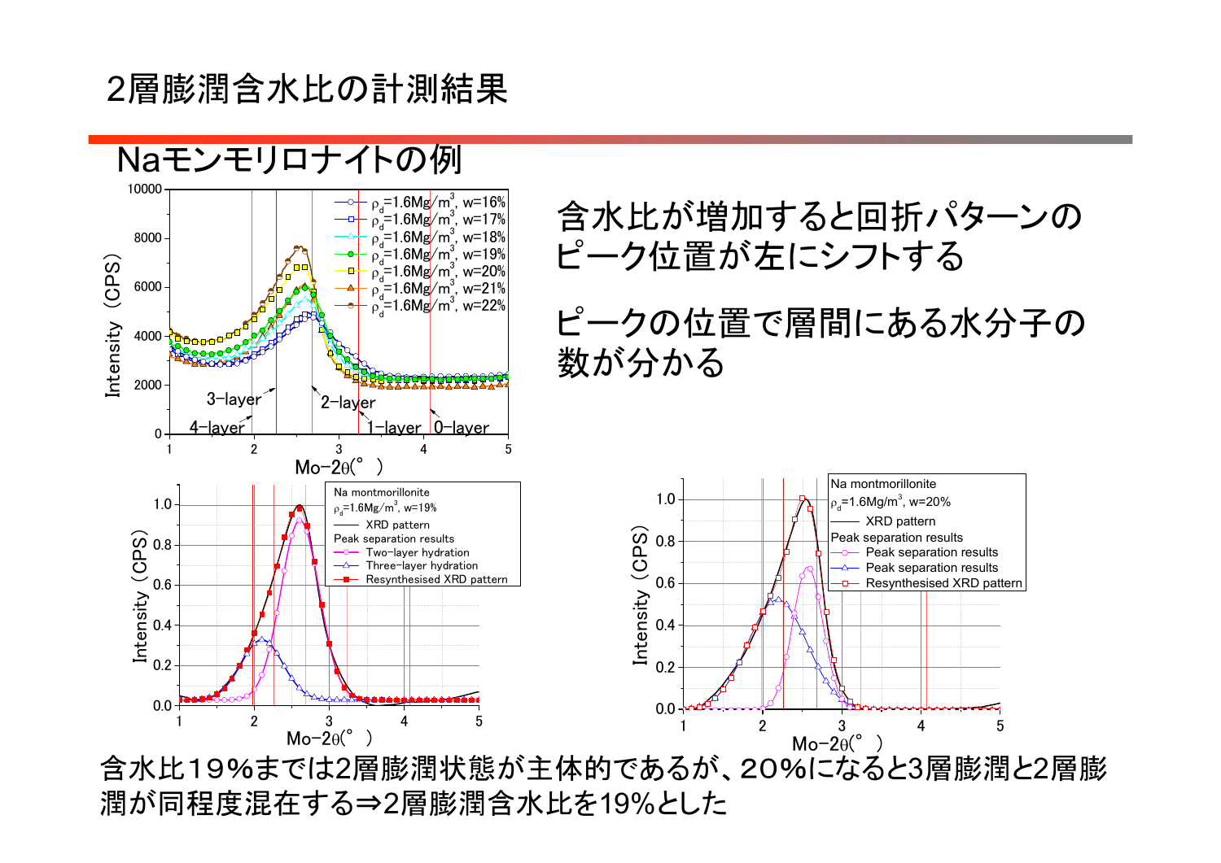# 2層膨潤含水比の計測結果

## Naモンモリロナイトの例

含水比が増加すると回折パターンのピーク位置が左にシフトする

ピークの位置で層間にある水分子の数が分かる

含水比19％までは2層膨潤状態が主体的であるが、20％になると3層膨潤と2層膨潤が同程度混在する⇒2層膨潤含水比を19％とした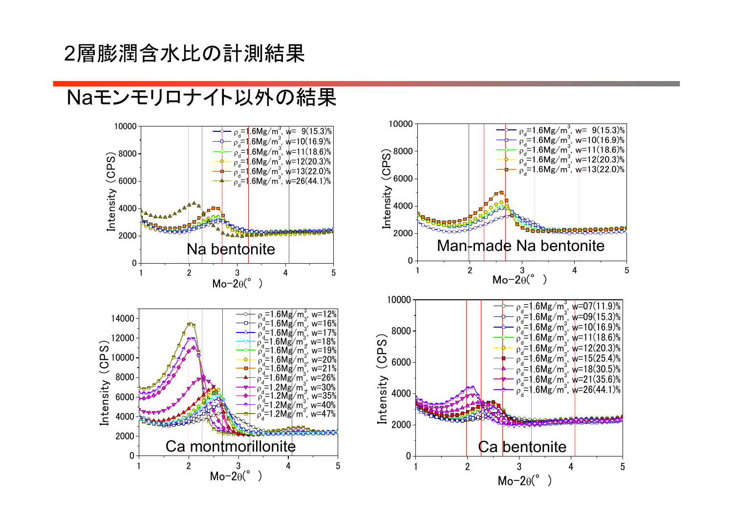# 2層膨潤含水比の計測結果

## Naモンモリロナイト以外の結果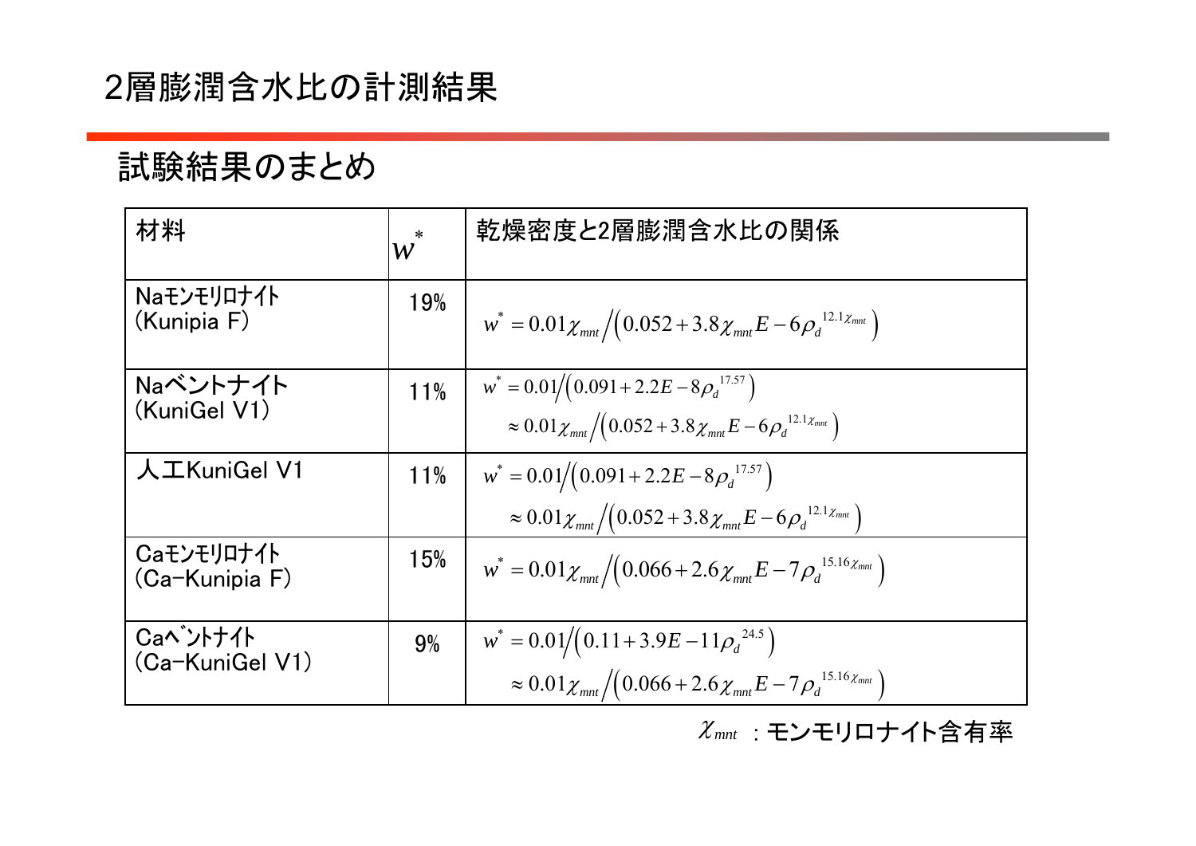# 2層膨潤含水比の計測結果

## 試験結果のまとめ

| 材料 | $w^*$ | 乾燥密度と2層膨潤含水比の関係 |
|---|---|---|
| Naモンモリロナイト (Kunipia F) | 19% | $w^* = 0.01\chi_{mnt} / \left(0.052 + 3.8\chi_{mnt}E - 6\rho_d^{\ 12.1\chi_{mnt}}\right)$ |
| Naベントナイト (KuniGel V1) | 11% | $w^* = 0.01 / \left(0.091 + 2.2E - 8\rho_d^{\ 17.57}\right)$ $\approx 0.01\chi_{mnt} / \left(0.052 + 3.8\chi_{mnt}E - 6\rho_d^{\ 12.1\chi_{mnt}}\right)$ |
| 人工KuniGel V1 | 11% | $w^* = 0.01 / \left(0.091 + 2.2E - 8\rho_d^{\ 17.57}\right)$ $\approx 0.01\chi_{mnt} / \left(0.052 + 3.8\chi_{mnt}E - 6\rho_d^{\ 12.1\chi_{mnt}}\right)$ |
| Caモンモリロナイト (Ca-Kunipia F) | 15% | $w^* = 0.01\chi_{mnt} / \left(0.066 + 2.6\chi_{mnt}E - 7\rho_d^{\ 15.16\chi_{mnt}}\right)$ |
| Caベントナイト (Ca-KuniGel V1) | 9% | $w^* = 0.01 / \left(0.11 + 3.9E - 11\rho_d^{\ 24.5}\right)$ $\approx 0.01\chi_{mnt} / \left(0.066 + 2.6\chi_{mnt}E - 7\rho_d^{\ 15.16\chi_{mnt}}\right)$ |

$\chi_{mnt}$ ：モンモリロナイト含有率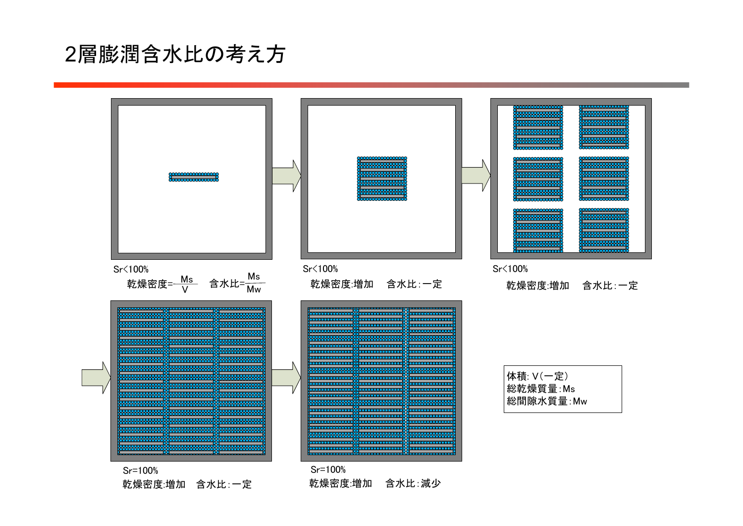# 2層膨潤含水比の考え方

Sr<100%

乾燥密度= $\frac{Ms}{V}$　含水比= $\frac{Ms}{Mw}$

Sr<100%

乾燥密度:増加　含水比:一定

Sr<100%

乾燥密度:増加　含水比:一定

Sr=100%

乾燥密度:増加　含水比:一定

Sr=100%

乾燥密度:増加　含水比:減少

体積: V(一定)
総乾燥質量:Ms
総間隙水質量:Mw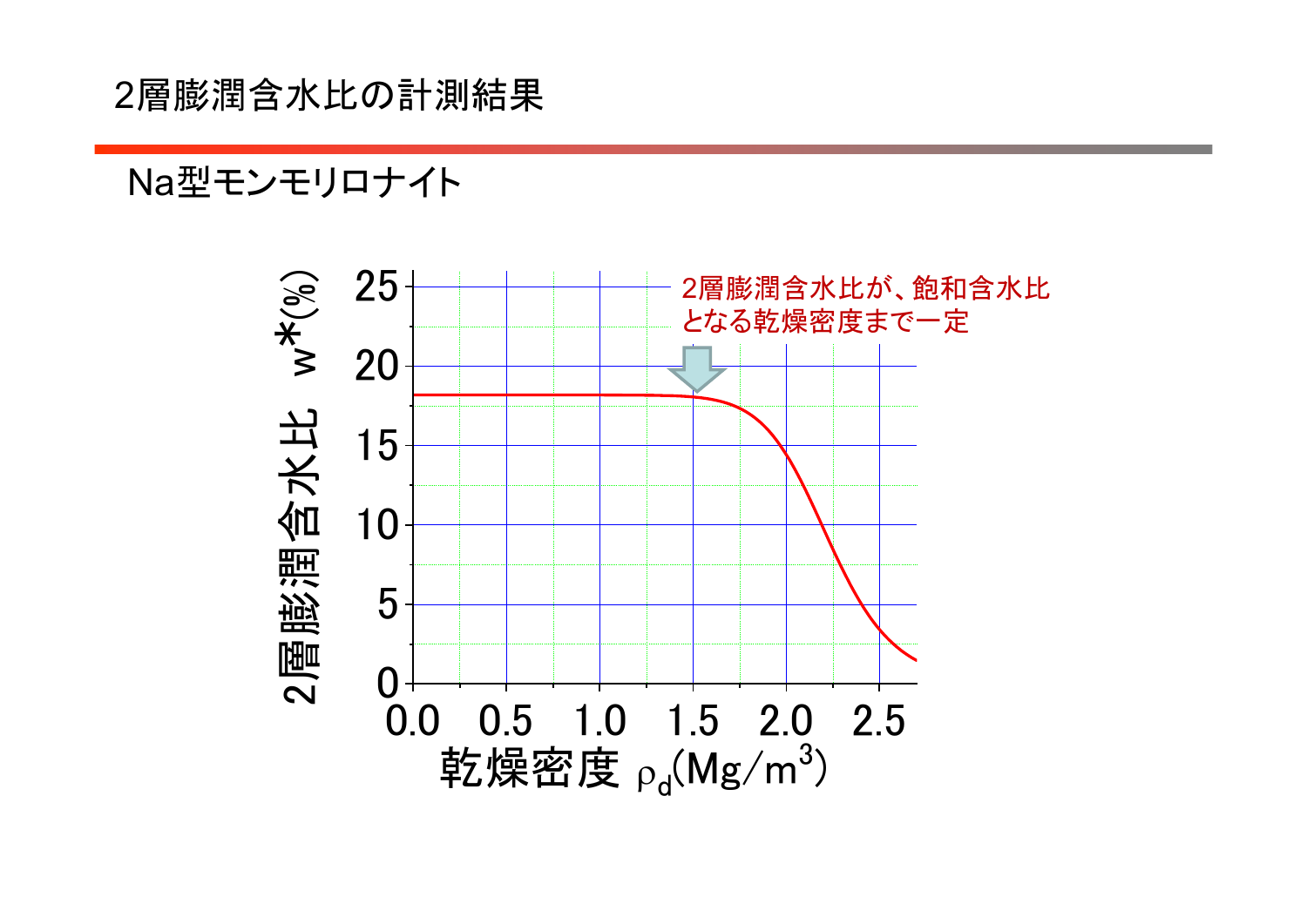# 2層膨潤含水比の計測結果

Na型モンモリロナイト

2層膨潤含水比が、飽和含水比となる乾燥密度まで一定

2層膨潤含水比 $w^*$(%)

乾燥密度 $\rho_d$($Mg/m^3$)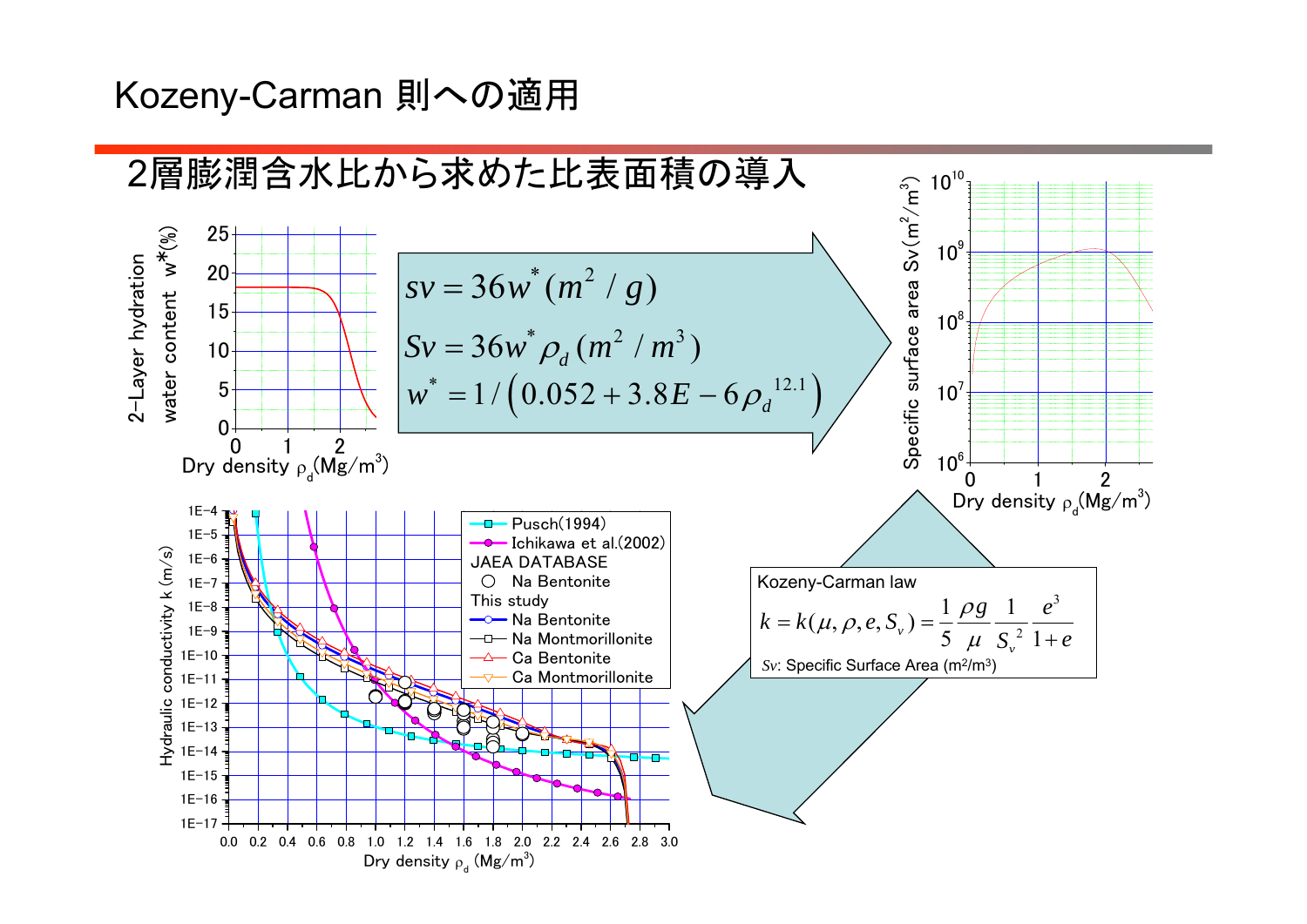# Kozeny-Carman 則への適用

## 2層膨潤含水比から求めた比表面積の導入

$$sv = 36w^{*}\,(m^2/g)$$

$$Sv = 36w^{*}\rho_d\,(m^2/m^3)$$

$$w^{*} = 1/\left(0.052 + 3.8E-6\rho_d^{\,12.1}\right)$$

Kozeny-Carman law

$$k = k(\mu,\rho,e,S_v) = \frac{1}{5}\frac{\rho g}{\mu}\frac{1}{S_v^{\,2}}\frac{e^3}{1+e}$$

*Sv*: Specific Surface Area ($m^2/m^3$)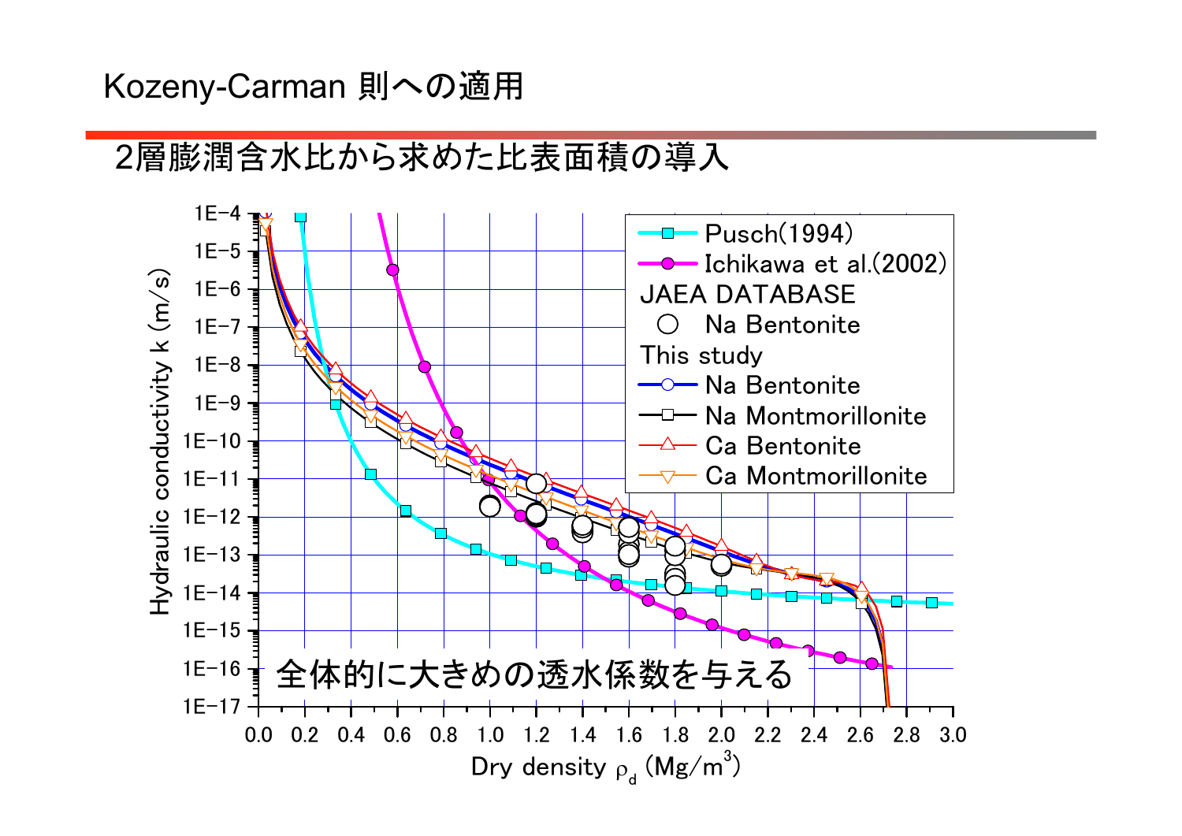# Kozeny-Carman 則への適用

## 2層膨潤含水比から求めた比表面積の導入

Hydraulic conductivity k (m/s) vs. Dry density $\rho_d$ (Mg/m$^3$)

- Pusch(1994)
- Ichikawa et al.(2002)
- JAEA DATABASE
  - Na Bentonite
- This study
  - Na Bentonite
  - Na Montmorillonite
  - Ca Bentonite
  - Ca Montmorillonite

全体的に大きめの透水係数を与える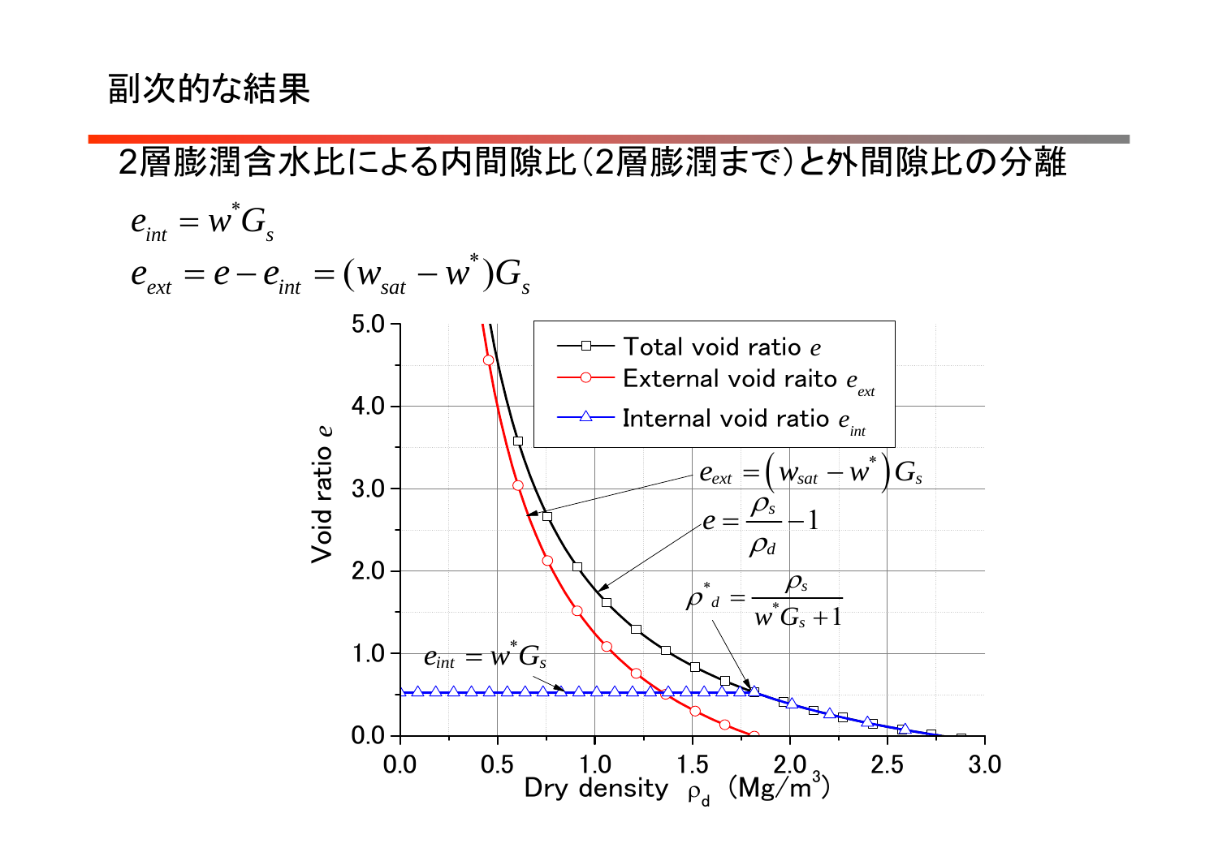# 副次的な結果

## 2層膨潤含水比による内間隙比(2層膨潤まで)と外間隙比の分離

$$e_{int} = w^* G_s$$

$$e_{ext} = e - e_{int} = (w_{sat} - w^*) G_s$$

Legend:
- Total void ratio $e$
- External void raito $e_{ext}$
- Internal void ratio $e_{int}$

Annotations:

$$e_{ext} = \left( w_{sat} - w^* \right) G_s$$

$$e = \frac{\rho_s}{\rho_d} - 1$$

$$\rho^*_d = \frac{\rho_s}{w^* G_s + 1}$$

$$e_{int} = w^* G_s$$

Vertical axis: Void ratio $e$ (0.0 – 5.0)

Horizontal axis: Dry density $\rho_d$ (Mg/m$^3$) (0.0 – 3.0)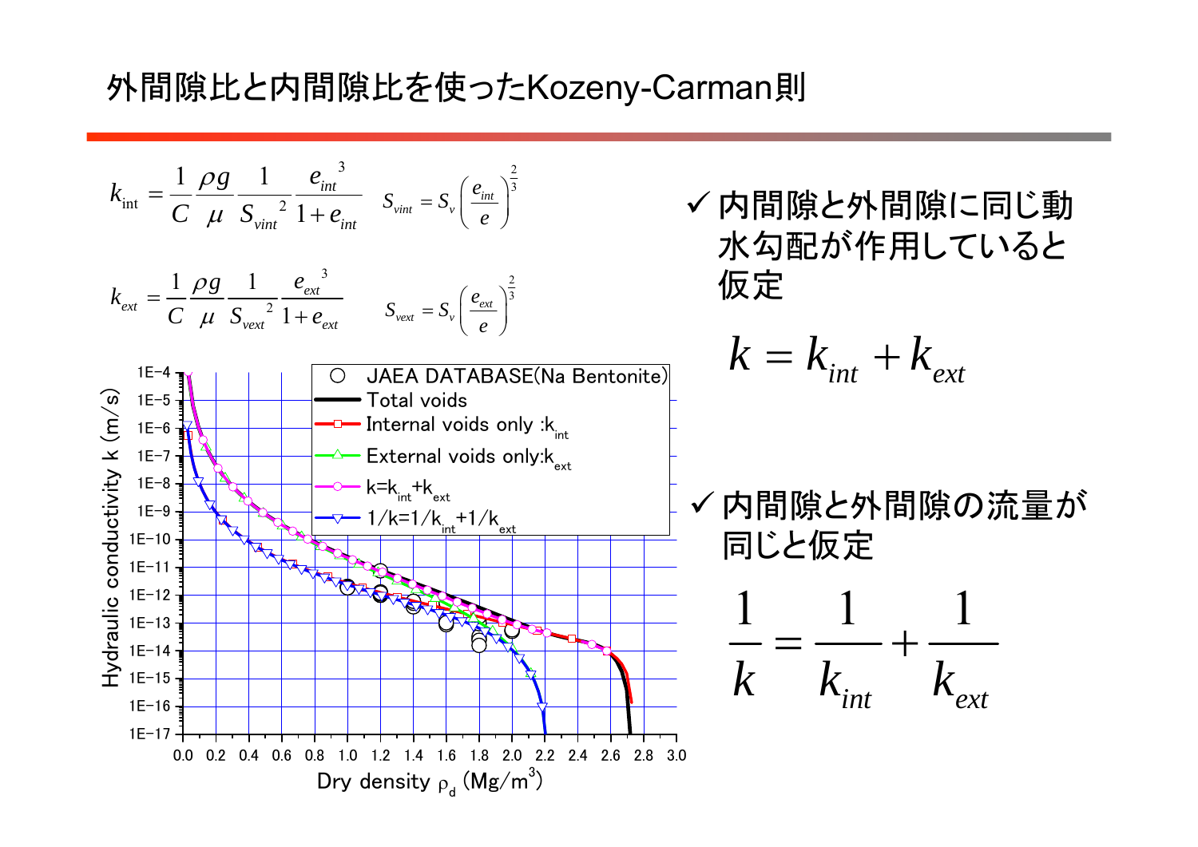# 外間隙比と内間隙比を使ったKozeny-Carman則

$$k_{int} = \frac{1}{C}\frac{\rho g}{\mu}\frac{1}{S_{vint}^{2}}\frac{e_{int}^{3}}{1+e_{int}} \quad S_{vint} = S_v\left(\frac{e_{int}}{e}\right)^{\frac{2}{3}}$$

$$k_{ext} = \frac{1}{C}\frac{\rho g}{\mu}\frac{1}{S_{vext}^{2}}\frac{e_{ext}^{3}}{1+e_{ext}} \quad S_{vext} = S_v\left(\frac{e_{ext}}{e}\right)^{\frac{2}{3}}$$

- ✓ 内間隙と外間隙に同じ動水勾配が作用していると仮定

$$k = k_{int} + k_{ext}$$

- ✓ 内間隙と外間隙の流量が同じと仮定

$$\frac{1}{k} = \frac{1}{k_{int}} + \frac{1}{k_{ext}}$$

Graph: Hydraulic conductivity k (m/s) vs. Dry density $\rho_d$ (Mg/m$^3$)

Legend:
- JAEA DATABASE(Na Bentonite)
- Total voids
- Internal voids only :$k_{int}$
- External voids only:$k_{ext}$
- $k=k_{int}+k_{ext}$
- $1/k=1/k_{int}+1/k_{ext}$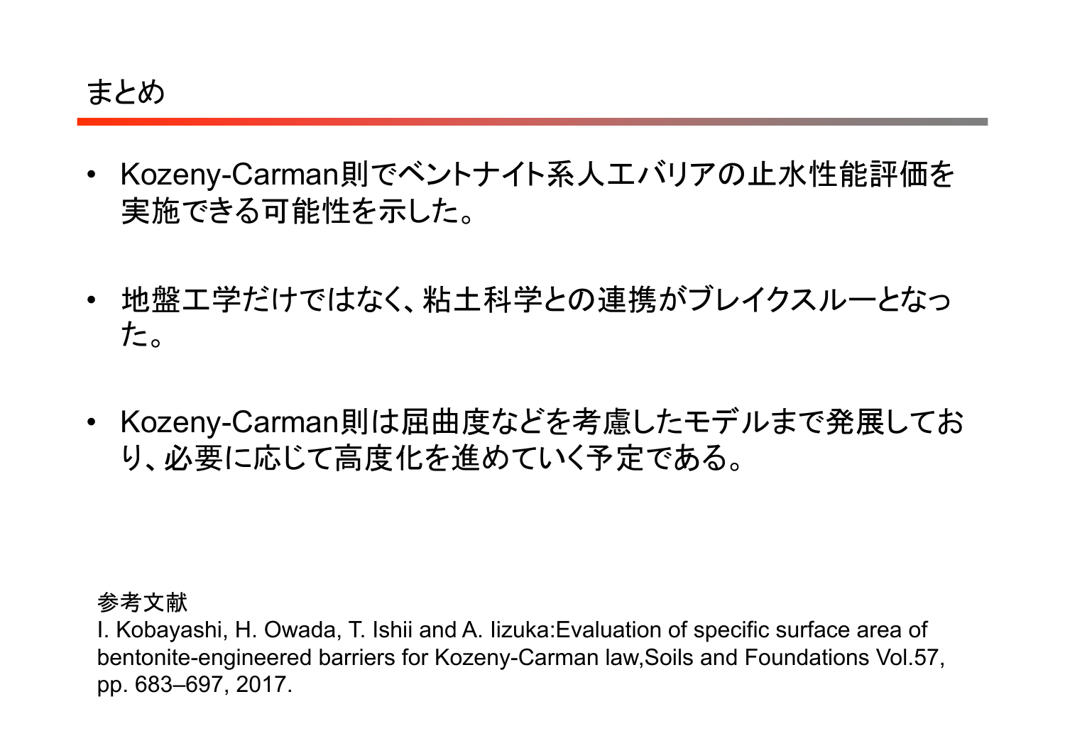# まとめ

- Kozeny-Carman則でベントナイト系人工バリアの止水性能評価を実施できる可能性を示した。

- 地盤工学だけではなく、粘土科学との連携がブレイクスルーとなった。

- Kozeny-Carman則は屈曲度などを考慮したモデルまで発展しており、必要に応じて高度化を進めていく予定である。

参考文献

I. Kobayashi, H. Owada, T. Ishii and A. Iizuka:Evaluation of specific surface area of bentonite-engineered barriers for Kozeny-Carman law,Soils and Foundations Vol.57, pp. 683–697, 2017.